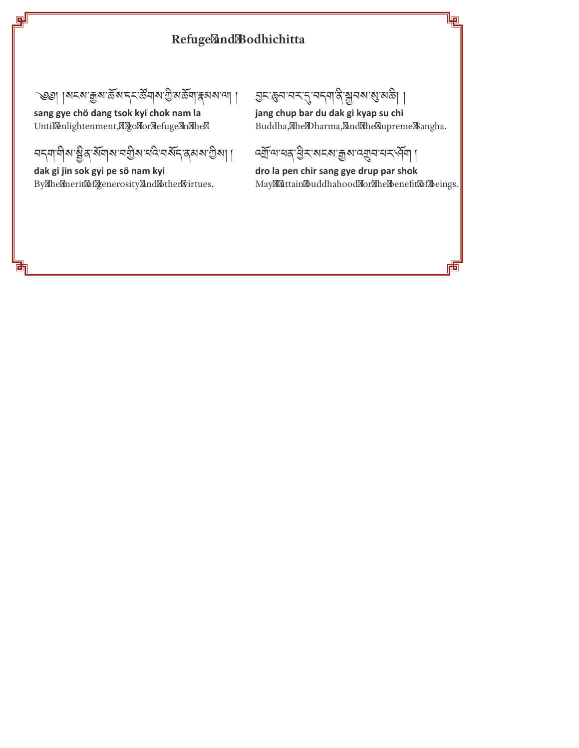# Refuge and Bodhichitta

༄༅། །སངས་རྒྱས་ཆོས་དང་ཚོགས་ཀྱི་མཆོག་རྣམས་ལ། །

**sang gye chö dang tsok kyi chok nam la**

Until enlightenment, I go for refuge in the

བྱང་ཆུབ་བར་དུ་བདག་ནི་སྐྱབས་སུ་མཆི། །

**jang chup bar du dak gi kyap su chi**

Buddha, the Dharma, and the supreme Sangha.

བདག་གིས་སྦྱིན་སོགས་བགྱིས་པའི་བསོད་ནམས་ཀྱིས། །

**dak gi jin sok gyi pe sö nam kyi**

By the merit of generosity and other virtues,

འགྲོ་ལ་ཕན་ཕྱིར་སངས་རྒྱས་འགྲུབ་པར་ཤོག །

**dro la pen chir sang gye drup par shok**

May I attain buddhahood for the benefit of beings.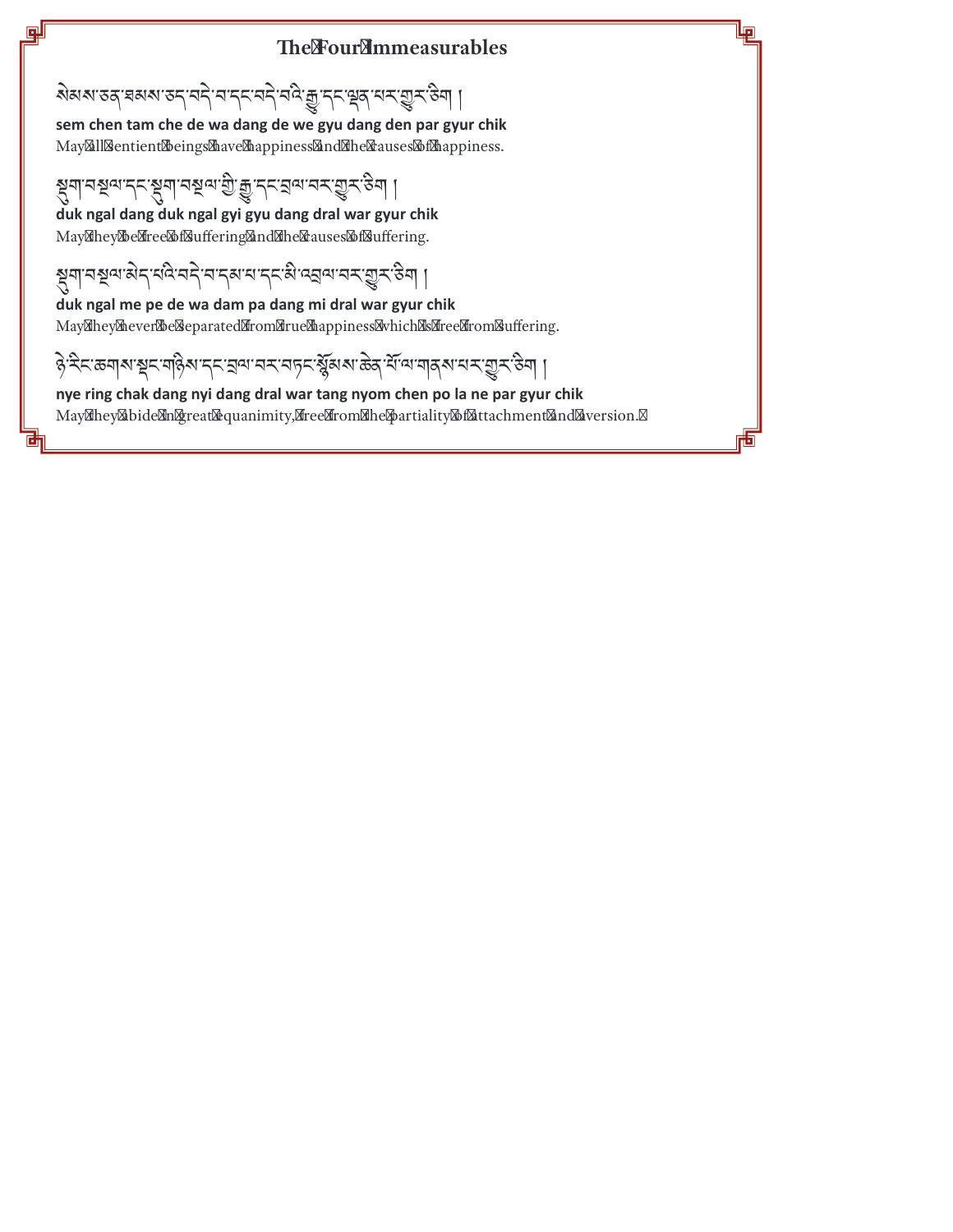## The Four Immeasurables

སེམས་ཅན་ཐམས་ཅད་བདེ་བ་དང་བདེ་བའི་རྒྱུ་དང་ལྡན་པར་གྱུར་ཅིག །

**sem chen tam che de wa dang de we gyu dang den par gyur chik**

May all sentient beings have happiness and the causes of happiness.

སྡུག་བསྔལ་དང་སྡུག་བསྔལ་གྱི་རྒྱུ་དང་བྲལ་བར་གྱུར་ཅིག །

**duk ngal dang duk ngal gyi gyu dang dral war gyur chik**

May they be free of suffering and the causes of suffering.

སྡུག་བསྔལ་མེད་པའི་བདེ་བ་དམ་པ་དང་མི་འབྲལ་བར་གྱུར་ཅིག །

**duk ngal me pe de wa dam pa dang mi dral war gyur chik**

May they never be separated from true happiness which is free from suffering.

ཉེ་རིང་ཆགས་སྡང་གཉིས་དང་བྲལ་བར་བཏང་སྙོམས་ཆེན་པོ་ལ་གནས་པར་གྱུར་ཅིག །

**nye ring chak dang nyi dang dral war tang nyom chen po la ne par gyur chik**

May they abide in great equanimity, free from the partiality of attachment and aversion.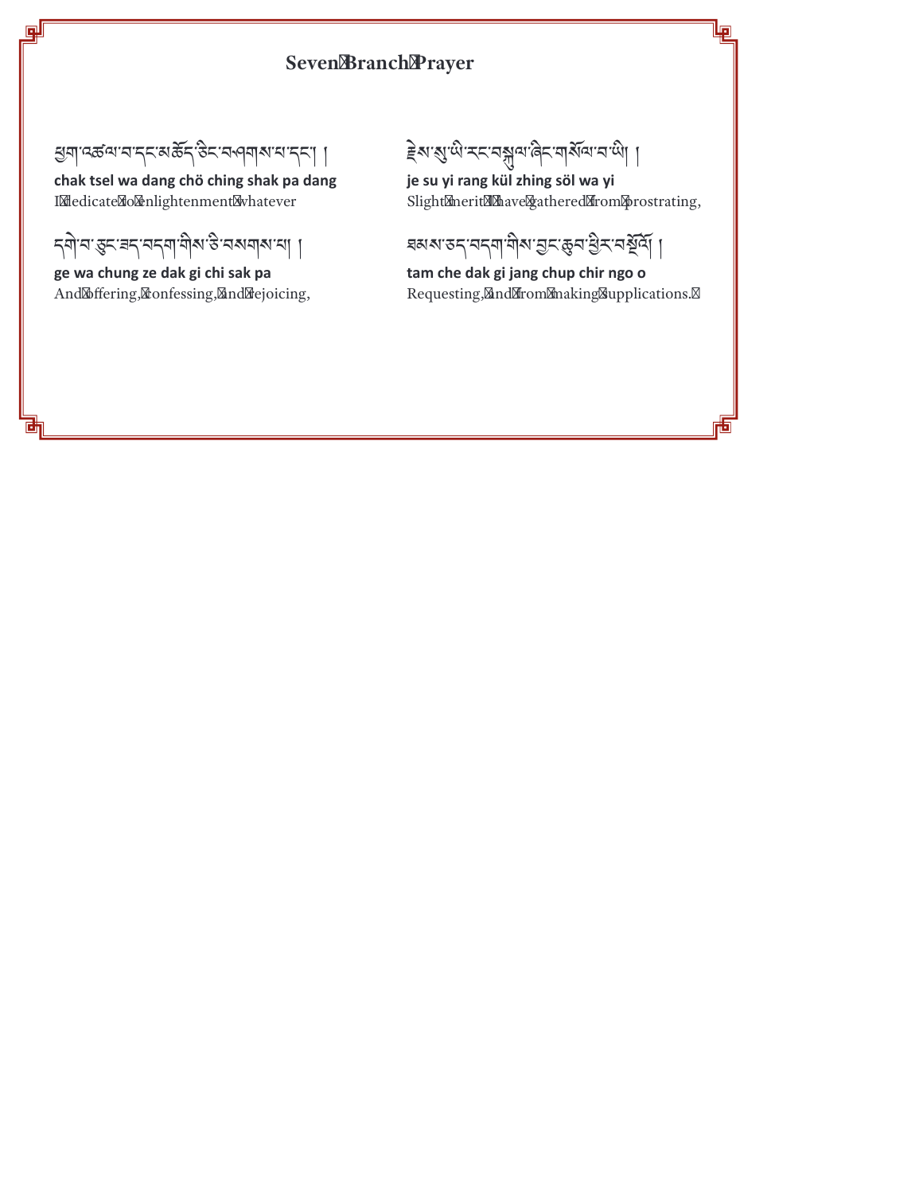# Seven Branch Prayer

ཕྱག་འཚལ་བ་དང་མཆོད་ཅིང་བཤགས་པ་དང་། །

**chak tsel wa dang chö ching shak pa dang**

I dedicate to enlightenment whatever

དགེ་བ་ཆུང་ཟད་བདག་གིས་ཅི་བསགས་པ། །

**ge wa chung ze dak gi chi sak pa**

And offering, confessing, and rejoicing,

རྗེས་སུ་ཡི་རང་བསྐུལ་ཞིང་གསོལ་བ་ཡི། །

**je su yi rang kül zhing söl wa yi**

Slight merit I have gathered from prostrating,

ཐམས་ཅད་བདག་གིས་བྱང་ཆུབ་ཕྱིར་བསྔོའོ། །

**tam che dak gi jang chup chir ngo o**

Requesting, and from making supplications.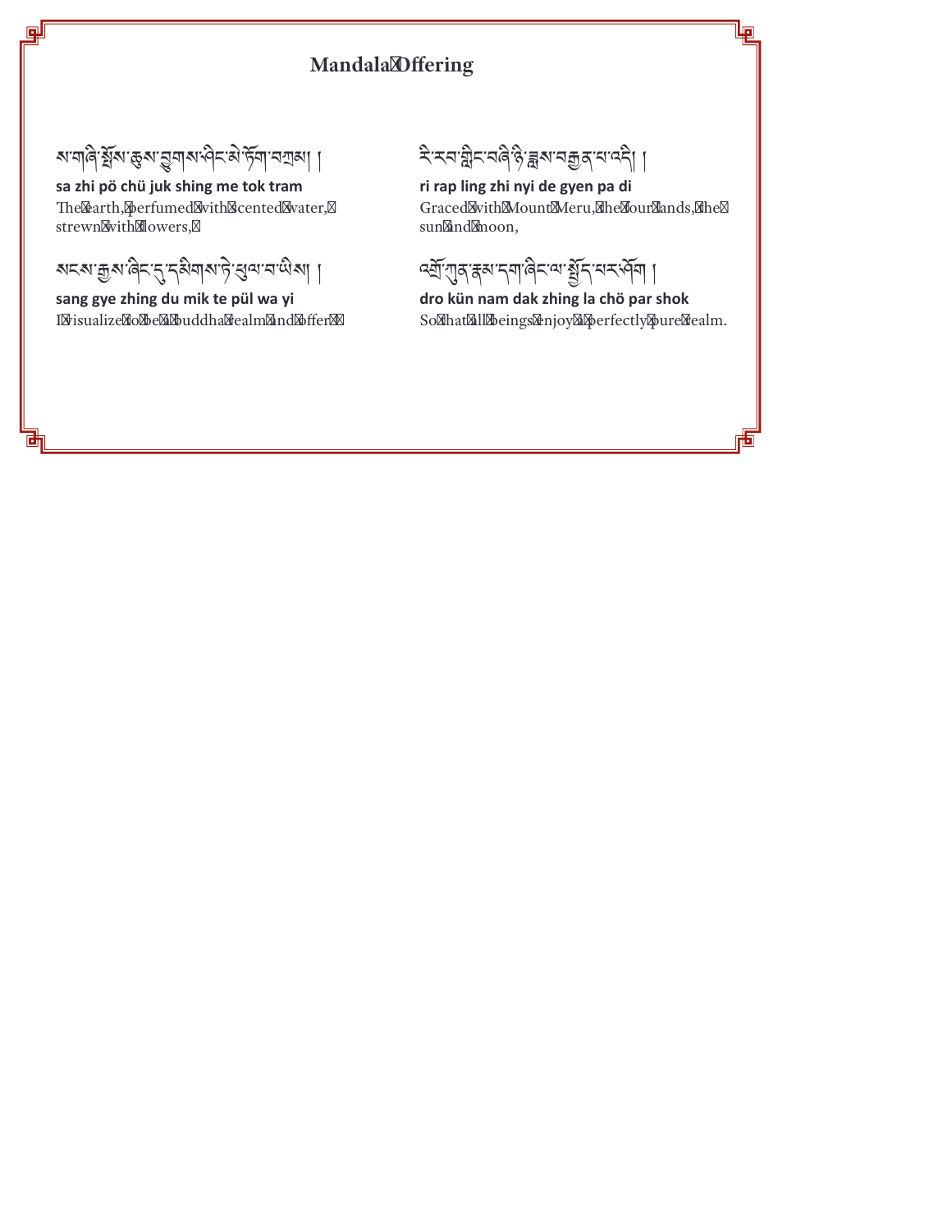## Mandala Offering

ས་གཞི་སྤོས་ཆུས་བྱུགས་ཤིང་མེ་ཏོག་བཀྲམ། །

**sa zhi pö chü juk shing me tok tram**

The earth, perfumed with scented water, strewn with flowers,

རི་རབ་གླིང་བཞི་ཉི་ཟླས་བརྒྱན་པ་འདི། །

**ri rap ling zhi nyi de gyen pa di**

Graced with Mount Meru, the four lands, the sun and moon,

སངས་རྒྱས་ཞིང་དུ་དམིགས་ཏེ་ཕུལ་བ་ཡིས། །

**sang gye zhing du mik te pül wa yi**

I visualize to be a buddha realm and offer.

འགྲོ་ཀུན་རྣམ་དག་ཞིང་ལ་སྤྱོད་པར་ཤོག །

**dro kün nam dak zhing la chö par shok**

So that all beings enjoy a perfectly pure realm.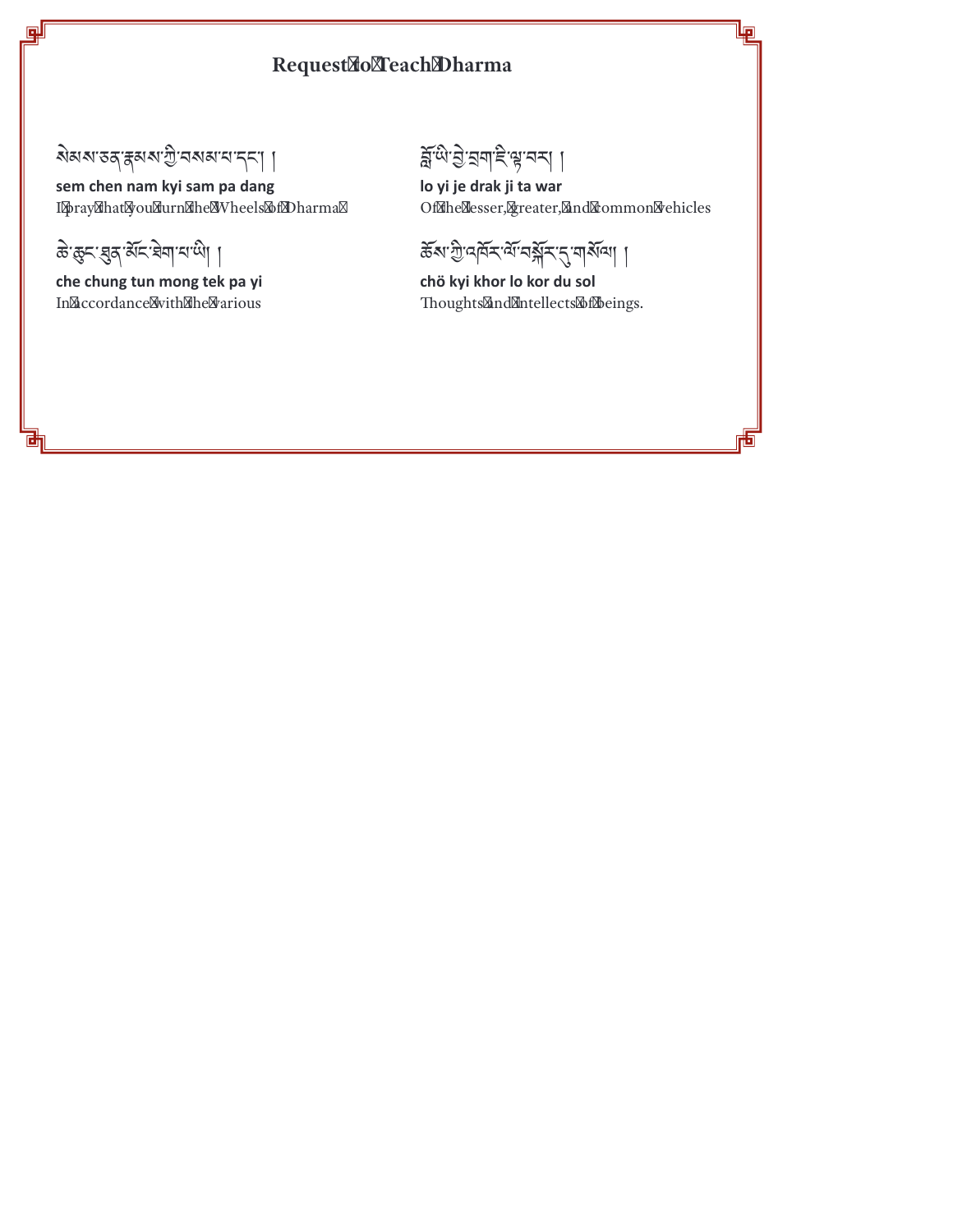# Request to Teach Dharma

སེམས་ཅན་རྣམས་ཀྱི་བསམ་པ་དང་། །

**sem chen nam kyi sam pa dang**

I pray that you turn the Wheels of Dharma

བློ་ཡི་བྱེ་བྲག་ཇི་ལྟ་བར། །

**lo yi je drak ji ta war**

Of the lesser, greater, and common vehicles

ཆེ་ཆུང་ཐུན་མོང་ཐེག་པ་ཡི། །

**che chung tun mong tek pa yi**

In accordance with the various

ཆོས་ཀྱི་འཁོར་ལོ་བསྐོར་དུ་གསོལ། །

**chö kyi khor lo kor du sol**

Thoughts and intellects of beings.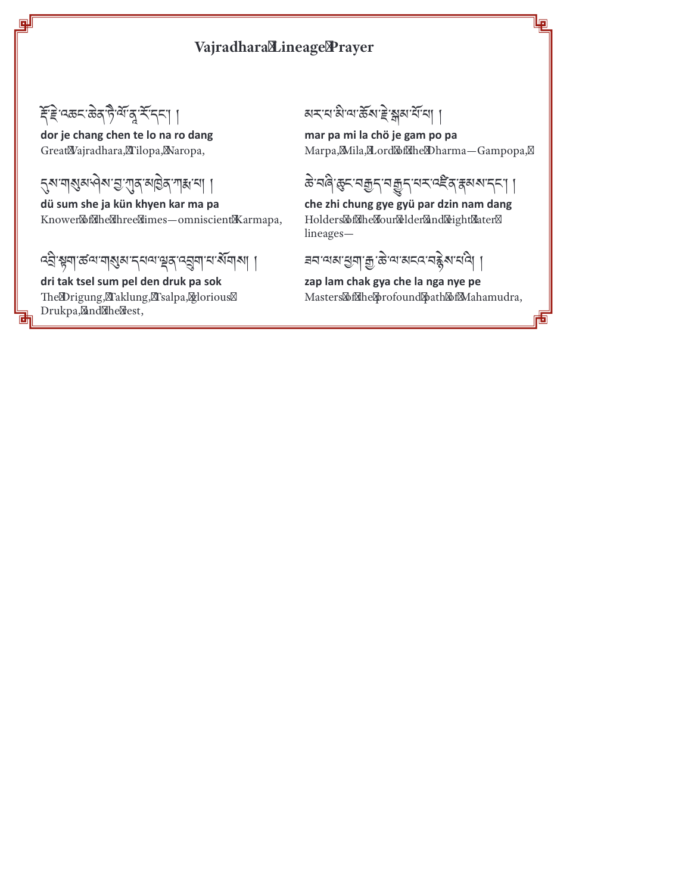# Vajradhara Lineage Prayer

རྡོ་རྗེ་འཆང་ཆེན་ཏཻ་ལོ་ནཱ་རོ་དང་། །
**dor je chang chen te lo na ro dang**
Great Vajradhara, Tilopa, Naropa,

དུས་གསུམ་ཤེས་བྱ་ཀུན་མཁྱེན་ཀརྨ་པ། །
**dü sum she ja kün khyen kar ma pa**
Knower of the three times—omniscient Karmapa,

འབྲི་སྟག་ཚལ་གསུམ་དཔལ་ལྡན་འབྲུག་པ་སོགས། །
**dri tak tsel sum pel den druk pa sok**
The Drigung, Taklung, Tsalpa, glorious Drukpa, and the rest,

མར་པ་མི་ལ་ཆོས་རྗེ་སྒམ་པོ་པ། །
**mar pa mi la chö je gam po pa**
Marpa, Mila, Lord of the Dharma—Gampopa,

ཆེ་བཞི་ཆུང་བརྒྱད་བརྒྱུད་པར་འཛིན་རྣམས་དང་། །
**che zhi chung gye gyü par dzin nam dang**
Holders of the four elder and eight later lineages—

ཟབ་ལམ་ཕྱག་རྒྱ་ཆེ་ལ་མངའ་བརྙེས་པའི། །
**zap lam chak gya che la nga nye pe**
Masters of the profound path of Mahamudra,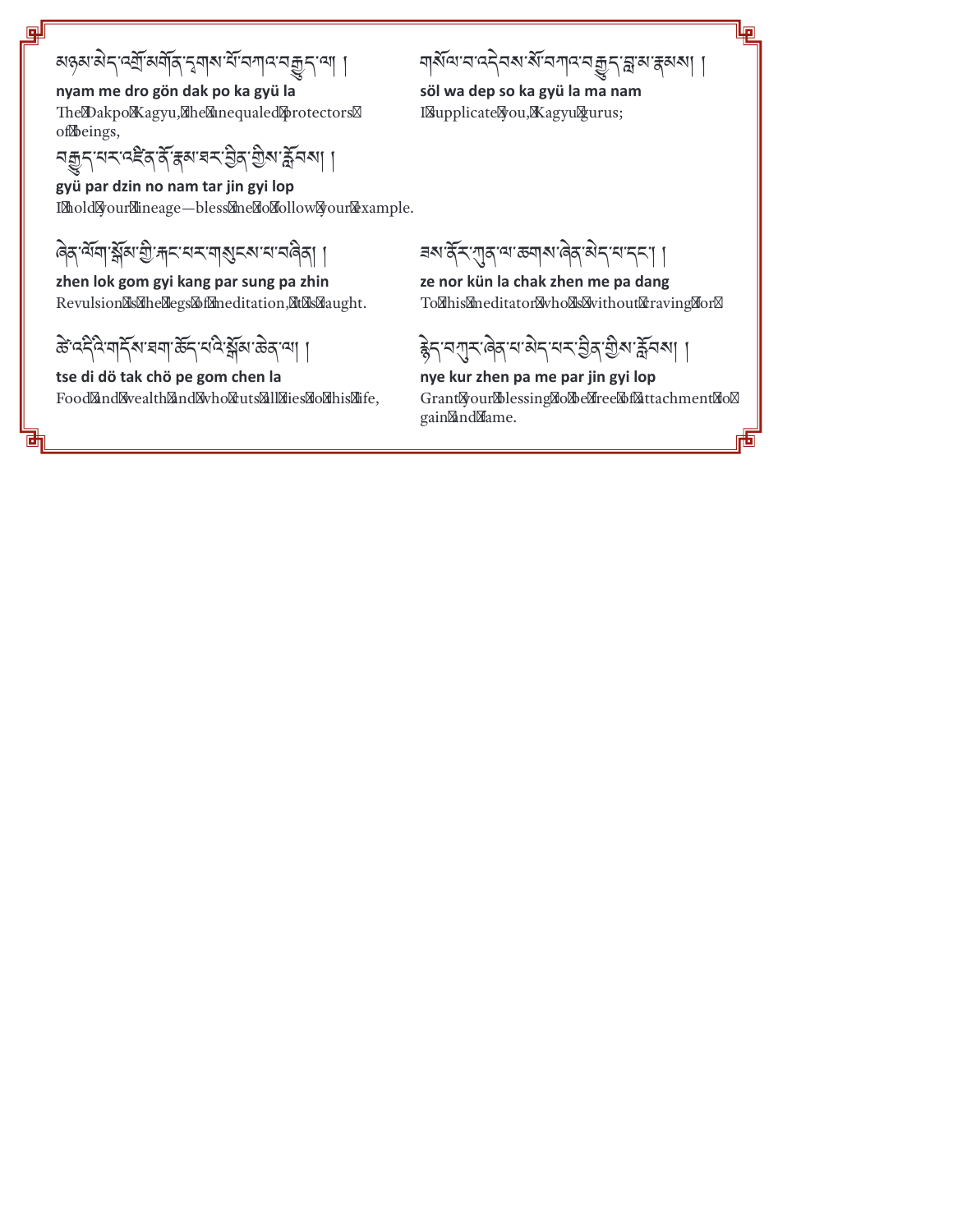མཉམ་མེད་འགྲོ་མགོན་དྭགས་པོ་བཀའ་བརྒྱུད་ལ། །

**nyam me dro gön dak po ka gyü la**

The Dakpo Kagyu, the unequaled protectors of beings,

གསོལ་བ་འདེབས་སོ་བཀའ་བརྒྱུད་བླ་མ་རྣམས། །

**söl wa dep so ka gyü la ma nam**

I supplicate you, Kagyu gurus;

བརྒྱུད་པར་འཛིན་ནོ་རྣམ་ཐར་བྱིན་གྱིས་རློབས། །

**gyü par dzin no nam tar jin gyi lop**

I hold your lineage—bless me to follow your example.

ཞེན་ལོག་སྒོམ་གྱི་རྐང་པར་གསུངས་པ་བཞིན། །

**zhen lok gom gyi kang par sung pa zhin**

Revulsion is the legs of meditation, it is taught.

ཟས་ནོར་ཀུན་ལ་ཆགས་ཞེན་མེད་པ་དང་། །

**ze nor kün la chak zhen me pa dang**

To this meditator who is without craving for

ཚེ་འདིའི་གདོས་ཐག་ཆོད་པའི་སྒོམ་ཆེན་ལ། །

**tse di dö tak chö pe gom chen la**

Food and wealth and who cuts all ties to this life,

སྙེད་བཀུར་ཞེན་པ་མེད་པར་བྱིན་གྱིས་རློབས། །

**nye kur zhen pa me par jin gyi lop**

Grant your blessing to be free of attachment to gain and fame.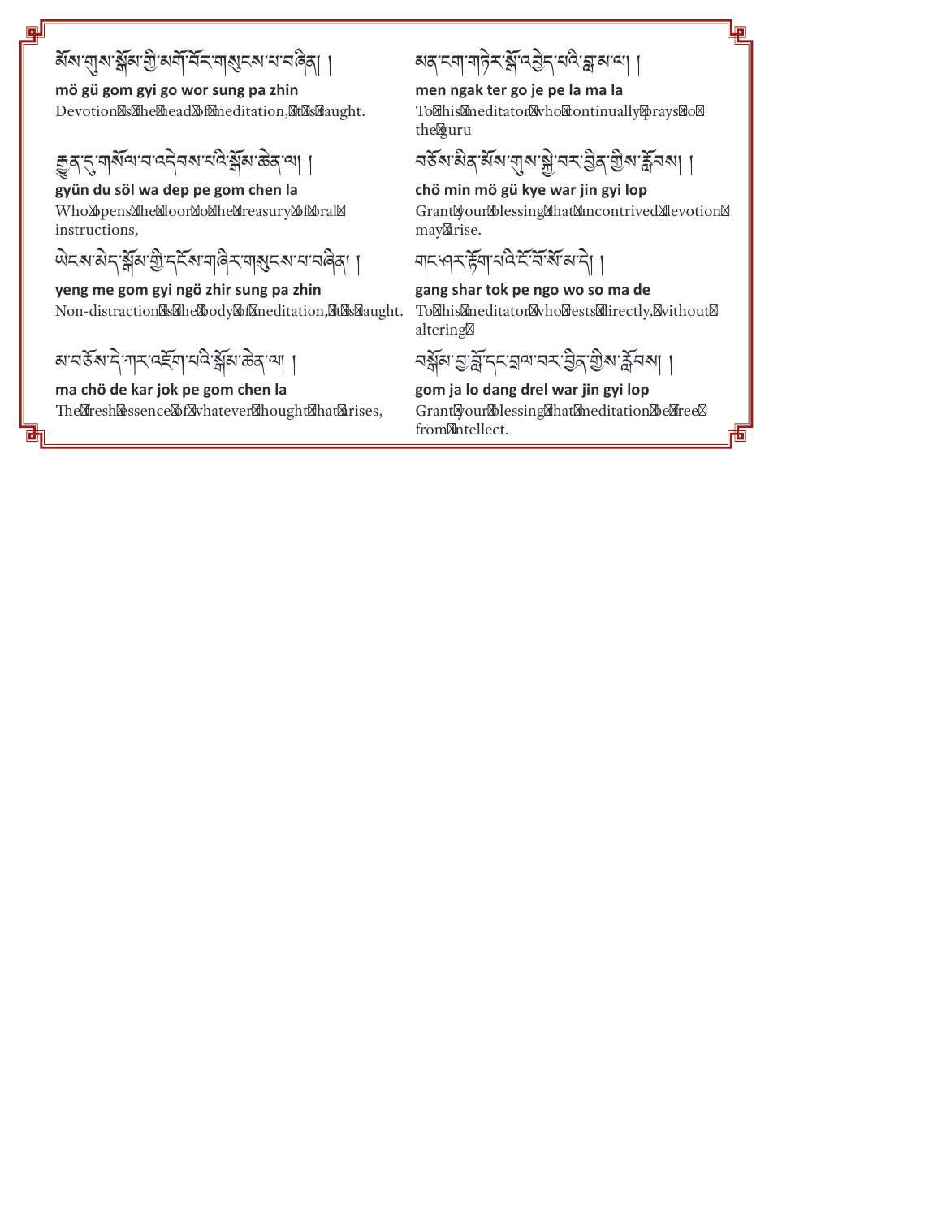མོས་གུས་སྒོམ་གྱི་མགོ་བོར་གསུངས་པ་བཞིན། །

**mö gü gom gyi go wor sung pa zhin**

Devotion is the head of meditation, it is taught.

རྒྱུན་དུ་གསོལ་བ་འདེབས་པའི་སྒོམ་ཆེན་ལ། །

**gyün du söl wa dep pe gom chen la**

Who opens the door to the treasury of oral instructions,

ཡེངས་མེད་སྒོམ་གྱི་དངོས་གཞིར་གསུངས་པ་བཞིན། །

**yeng me gom gyi ngö zhir sung pa zhin**

Non-distraction is the body of meditation, it is taught.

མ་བཅོས་དེ་ཀར་འཇོག་པའི་སྒོམ་ཆེན་ལ། །

**ma chö de kar jok pe gom chen la**

The fresh essence of whatever thought that arises,

མན་ངག་གཏེར་སྒོ་འབྱེད་པའི་བླ་མ་ལ། །

**men ngak ter go je pe la ma la**

To this meditator who continually prays to the guru

བཅོས་མིན་མོས་གུས་སྐྱེ་བར་བྱིན་གྱིས་རློབས། །

**chö min mö gü kye war jin gyi lop**

Grant your blessing that uncontrived devotion may arise.

གང་ཤར་རྟོག་པའི་ངོ་བོ་སོ་མ་དེ། །

**gang shar tok pe ngo wo so ma de**

To this meditator who rests directly, without altering

བསྒོམ་བྱ་བློ་དང་བྲལ་བར་བྱིན་གྱིས་རློབས། །

**gom ja lo dang drel war jin gyi lop**

Grant your blessing that meditation be free from intellect.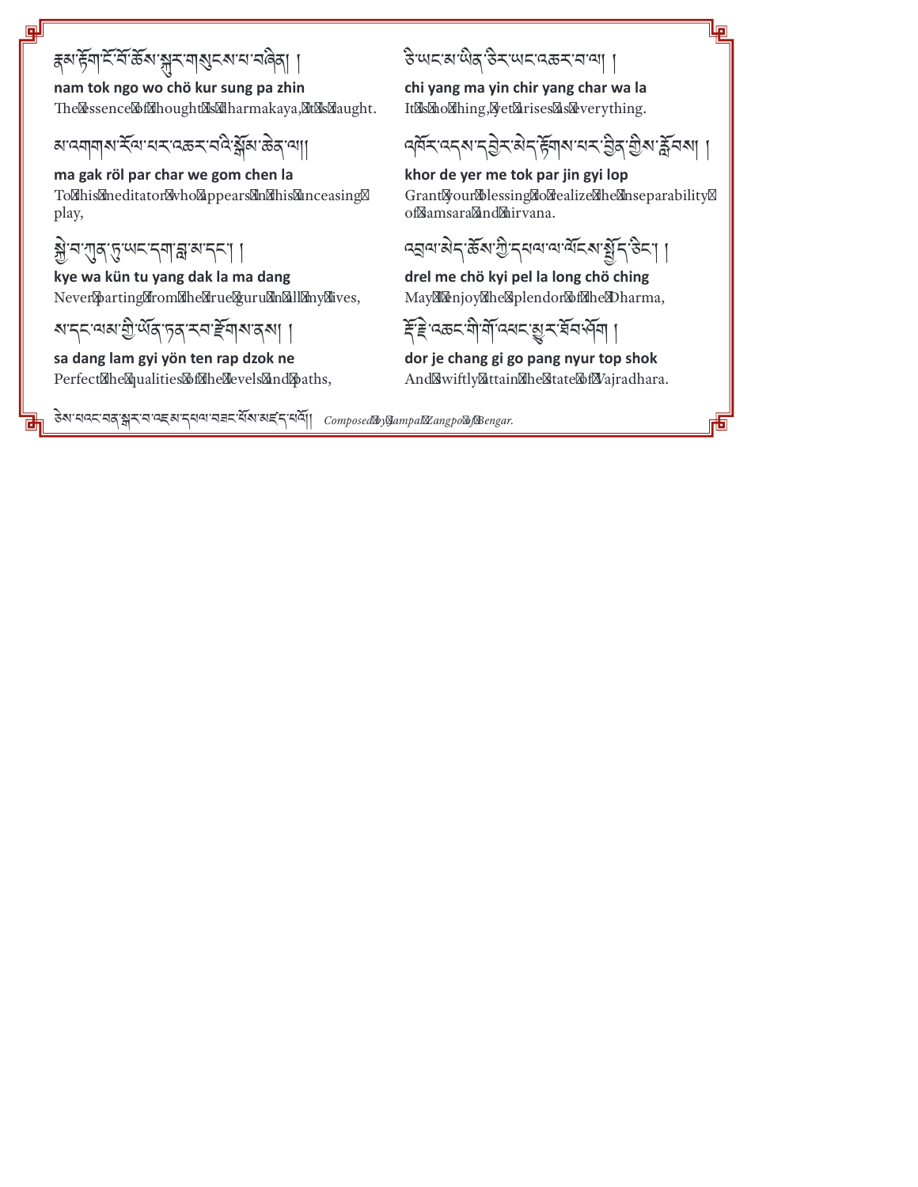རྣམ་རྟོག་ངོ་བོ་ཆོས་སྐུར་གསུངས་པ་བཞིན། །

**nam tok ngo wo chö kur sung pa zhin**

The essence of thought is dharmakaya, it is taught.

མ་འགགས་རོལ་པར་འཆར་བའི་སྒོམ་ཆེན་ལ།།

**ma gak röl par char we gom chen la**

To this meditator who appears in this unceasing play,

སྐྱེ་བ་ཀུན་ཏུ་ཡང་དག་བླ་མ་དང་། །

**kye wa kün tu yang dak la ma dang**

Never parting from the true guru in all my lives,

ས་དང་ལམ་གྱི་ཡོན་ཏན་རབ་རྫོགས་ནས། །

**sa dang lam gyi yön ten rap dzok ne**

Perfect the qualities of the levels and paths,

ཅི་ཡང་མ་ཡིན་ཅིར་ཡང་འཆར་བ་ལ། །

**chi yang ma yin chir yang char wa la**

It is nothing, yet arises as everything.

འཁོར་འདས་དབྱེར་མེད་རྟོགས་པར་བྱིན་གྱིས་རློབས། །

**khor de yer me tok par jin gyi lop**

Grant your blessing to realize the inseparability of samsara and nirvana.

འབྲལ་མེད་ཆོས་ཀྱི་དཔལ་ལ་ལོངས་སྤྱོད་ཅིང་། །

**drel me chö kyi pel la long chö ching**

May I enjoy the splendor of the Dharma,

རྡོ་རྗེ་འཆང་གི་གོ་འཕང་མྱུར་ཐོབ་ཤོག །

**dor je chang gi go pang nyur top shok**

And swiftly attain the state of Vajradhara.

ཅེས་པའང་བན་སྒར་བ་འཇམ་དཔལ་བཟང་པོས་མཛད་པའོ།། *Composed by Jampal Zangpo of Bengar.*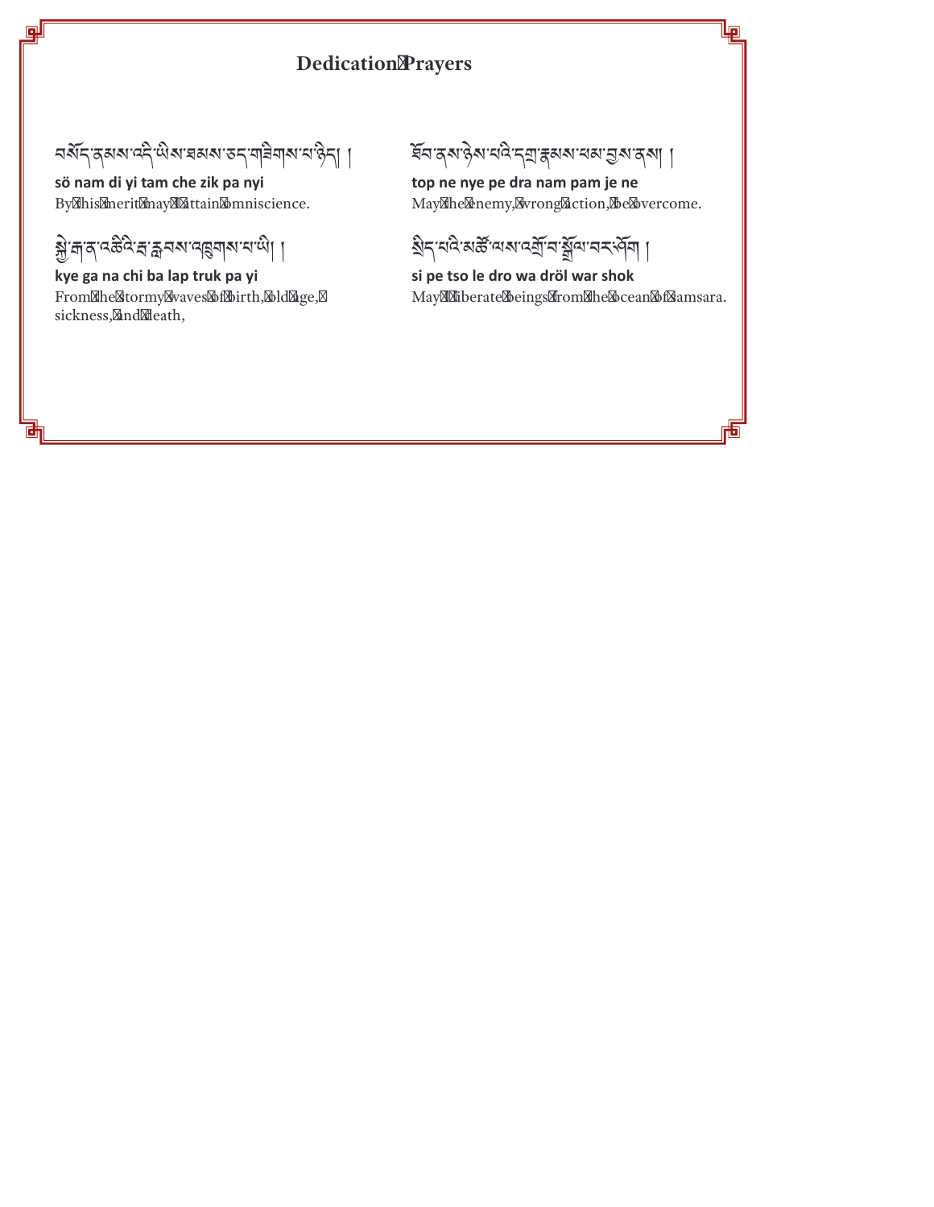## Dedication Prayers

བསོད་ནམས་འདི་ཡིས་ཐམས་ཅད་གཟིགས་པ་ཉིད། །

**sö nam di yi tam che zik pa nyi**

By this merit may I attain omniscience.

ཐོབ་ནས་ཉེས་པའི་དགྲ་རྣམས་ཕམ་བྱས་ནས། །

**top ne nye pe dra nam pam je ne**

May the enemy, wrong action, be overcome.

སྐྱེ་རྒ་ན་འཆིའི་རྦ་རླབས་འཁྲུགས་པ་ཡི། །

**kye ga na chi ba lap truk pa yi**

From the stormy waves of birth, old age, sickness, and death,

སྲིད་པའི་མཚོ་ལས་འགྲོ་བ་སྒྲོལ་བར་ཤོག །

**si pe tso le dro wa dröl war shok**

May I liberate beings from the ocean of samsara.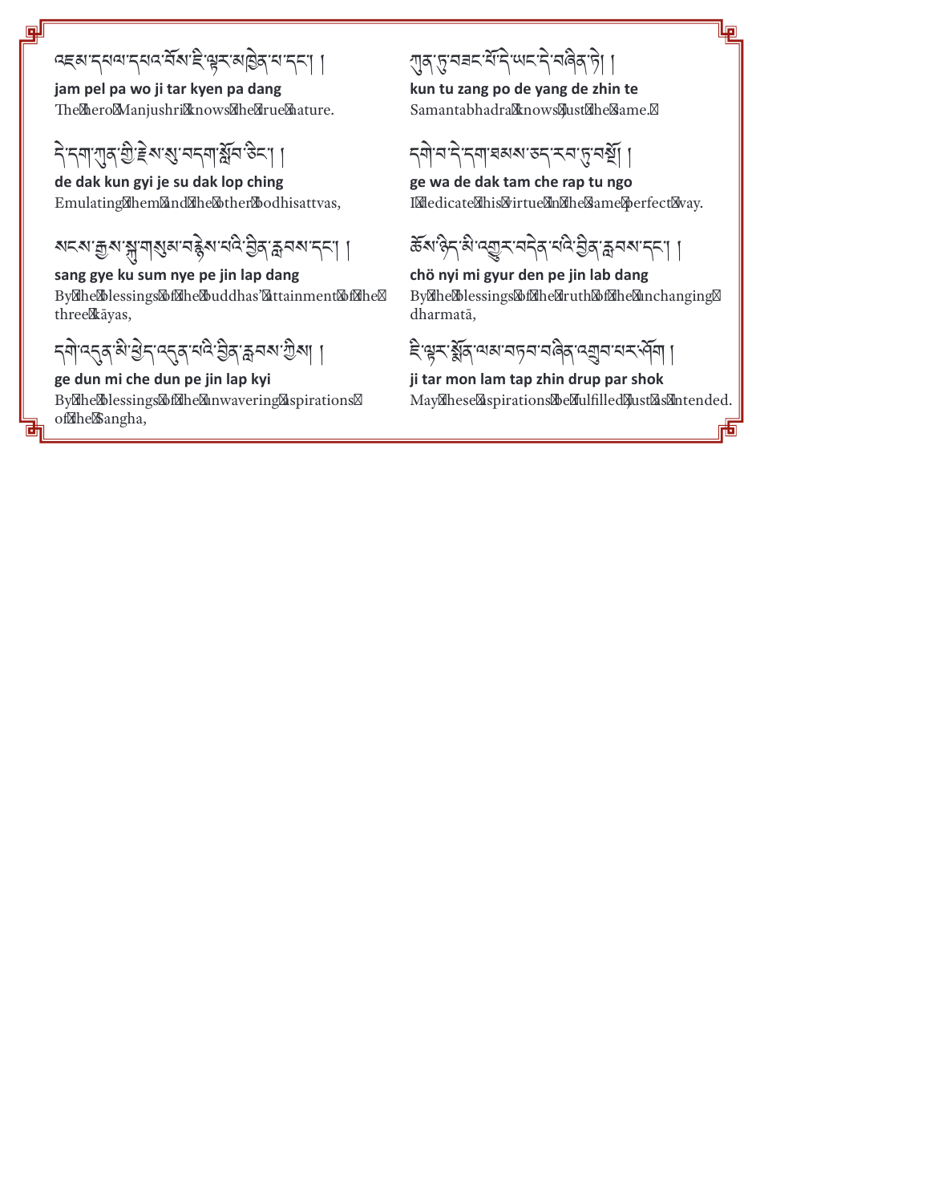འཇམ་དཔལ་དཔའ་བོས་ཇི་ལྟར་མཁྱེན་པ་དང་། །

**jam pel pa wo ji tar kyen pa dang**

The hero Manjushri knows the true nature.

ཀུན་ཏུ་བཟང་པོ་དེ་ཡང་དེ་བཞིན་ཏེ། །

**kun tu zang po de yang de zhin te**

Samantabhadra knows just the same.

དེ་དག་ཀུན་གྱི་རྗེས་སུ་བདག་སློབ་ཅིང་། །

**de dak kun gyi je su dak lop ching**

Emulating them and the other bodhisattvas,

དགེ་བ་དེ་དག་ཐམས་ཅད་རབ་ཏུ་བསྔོ། །

**ge wa de dak tam che rap tu ngo**

I dedicate this virtue in the same perfect way.

སངས་རྒྱས་སྐུ་གསུམ་བརྙེས་པའི་བྱིན་རླབས་དང་། །

**sang gye ku sum nye pe jin lap dang**

By the blessings of the buddhas' attainment of the three kāyas,

ཆོས་ཉིད་མི་འགྱུར་བདེན་པའི་བྱིན་རླབས་དང་། །

**chö nyi mi gyur den pe jin lab dang**

By the blessings of the truth of the unchanging dharmatā,

དགེ་འདུན་མི་ཕྱེད་འདུན་པའི་བྱིན་རླབས་ཀྱིས། །

**ge dun mi che dun pe jin lap kyi**

By the blessings of the unwavering aspirations of the Sangha,

ཇི་ལྟར་སྨོན་ལམ་བཏབ་བཞིན་འགྲུབ་པར་ཤོག །

**ji tar mon lam tap zhin drup par shok**

May these aspirations be fulfilled just as intended.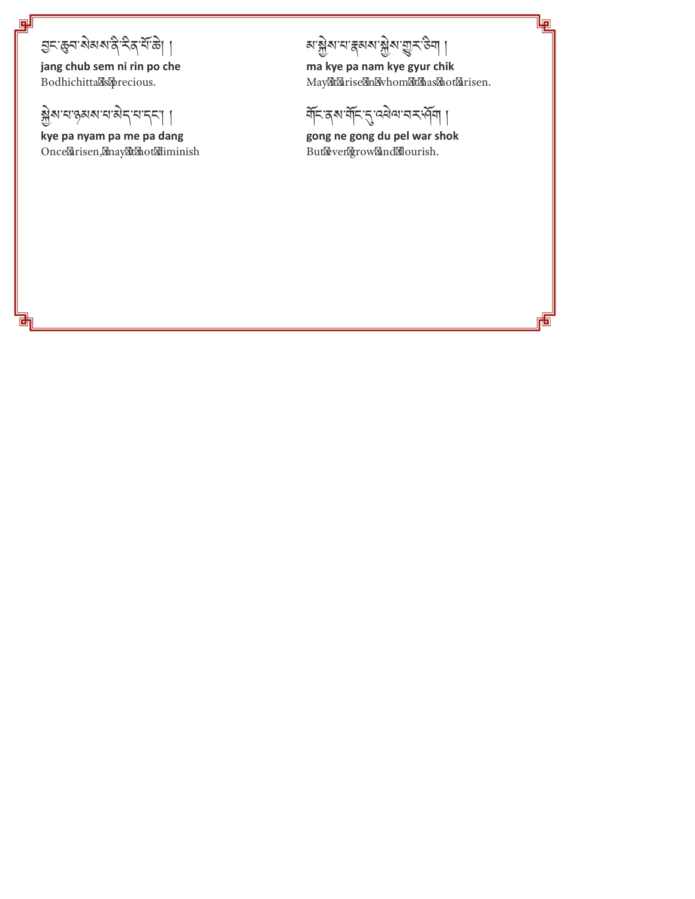བྱང་ཆུབ་སེམས་ནི་རིན་པོ་ཆེ། །

**jang chub sem ni rin po che**

Bodhichitta is precious.

སྐྱེས་པ་ཉམས་པ་མེད་པ་དང་། །

**kye pa nyam pa me pa dang**

Once arisen, may it not diminish

མ་སྐྱེས་པ་རྣམས་སྐྱེས་གྱུར་ཅིག །

**ma kye pa nam kye gyur chik**

May it arise in whom it has not arisen.

གོང་ནས་གོང་དུ་འཕེལ་བར་ཤོག །

**gong ne gong du pel war shok**

But ever grow and flourish.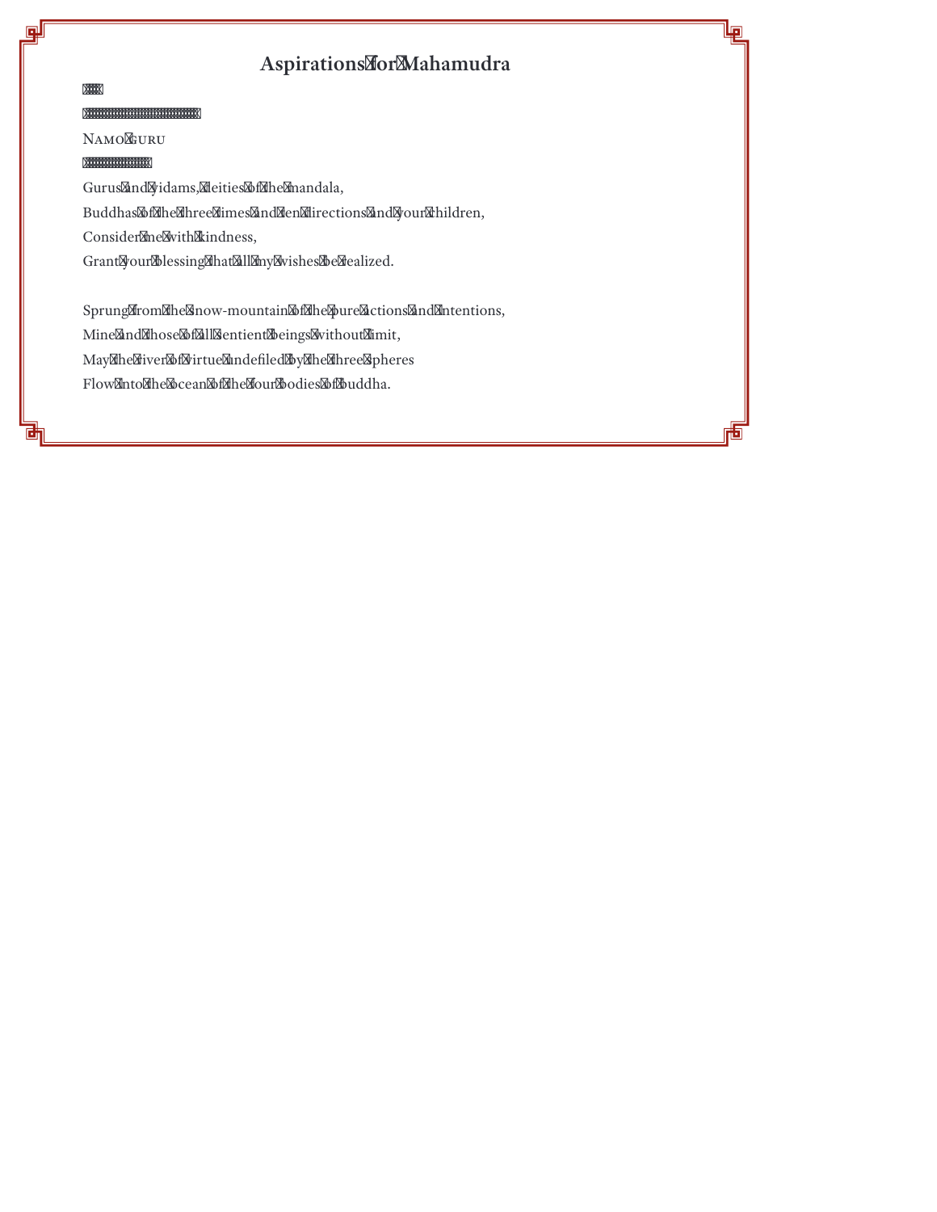# Aspirations for Mahamudra

Namo guru

Gurus and yidams, deities of the mandala,

Buddhas of the three times and ten directions and your children,

Consider me with kindness,

Grant your blessing that all my wishes be realized.

Sprung from the snow-mountain of the pure actions and intentions,

Mine and those of all sentient beings without limit,

May the river of virtue undefiled by the three spheres

Flow into the ocean of the four bodies of buddha.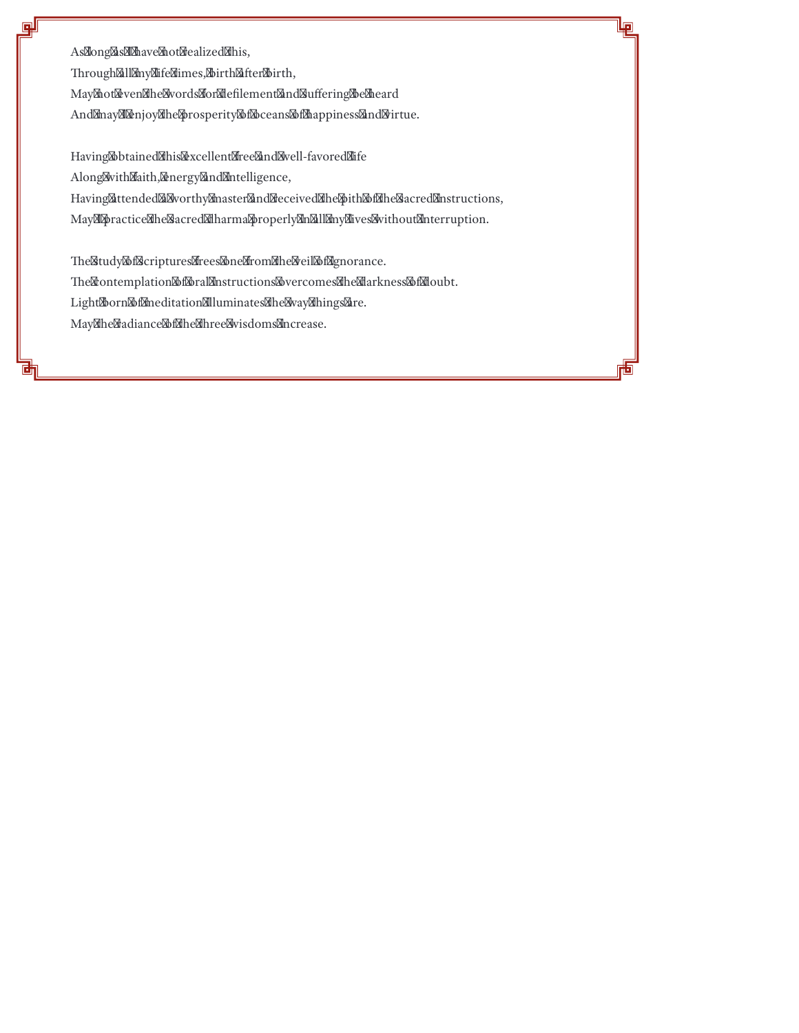As long as I have not realized this,
Through all my lifetimes, birth after birth,
May not even the words for defilement and suffering be heard
And may I enjoy the prosperity of oceans of happiness and virtue.

Having obtained this excellent free and well-favored life
Along with faith, energy and intelligence,
Having attended a worthy master and received the pith of the sacred instructions,
May I practice the sacred dharma properly in all my lives without interruption.

The study of scriptures frees one from the veil of ignorance.
The contemplation of oral instructions overcomes the darkness of doubt.
Light born of meditation illuminates the way things are.
May the radiance of the three wisdoms increase.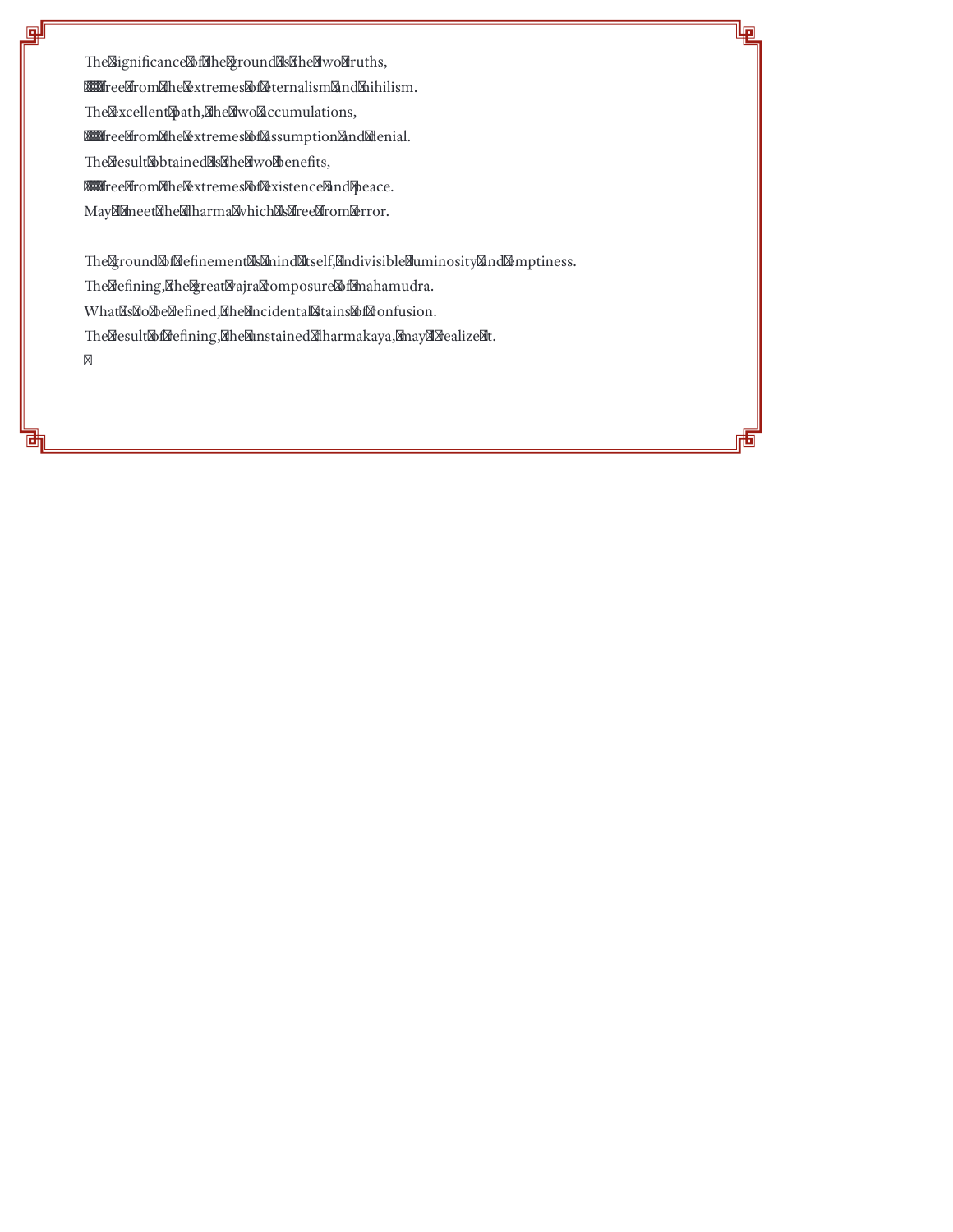The significance of the ground is the two truths,

free from the extremes of eternalism and nihilism.

The excellent path, the two accumulations,

free from the extremes of assumption and denial.

The result obtained is the two benefits,

free from the extremes of existence and peace.

May I meet the dharma which is free from error.

The ground of refinement is mind itself, indivisible luminosity and emptiness.

The refining, the great vajra composure of mahamudra.

What is to be refined, the incidental stains of confusion.

The result of refining, the unstained dharmakaya, may I realize it.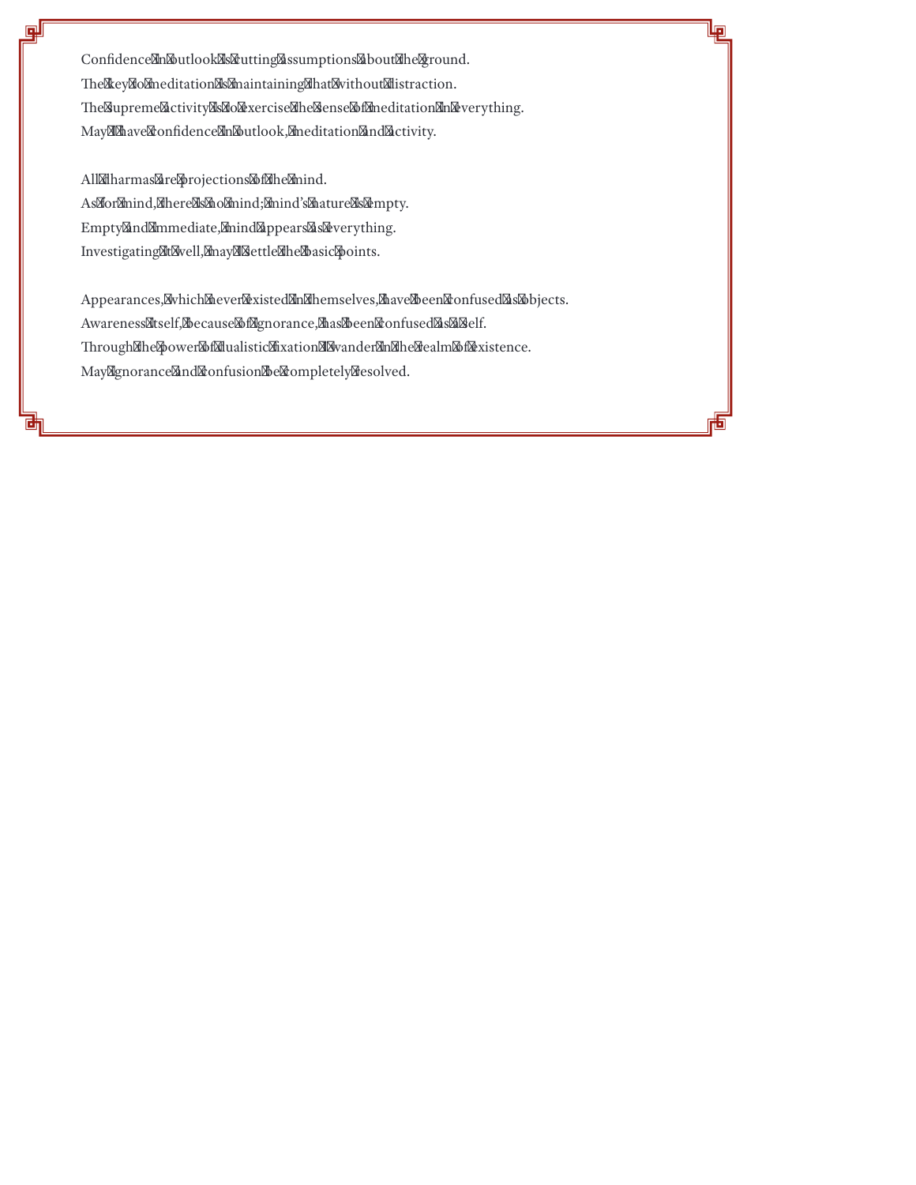Confidence in outlook is cutting assumptions about the ground.
The key to meditation is maintaining that without distraction.
The supreme activity is to exercise the sense of meditation in everything.
May I have confidence in outlook, meditation and activity.

All dharmas are projections of the mind.
As for mind, there is no mind; mind's nature is empty.
Empty and immediate, mind appears as everything.
Investigating it well, may I settle the basic points.

Appearances, which never existed in themselves, have been confused as objects.
Awareness itself, because of ignorance, has been confused as a self.
Through the power of dualistic fixation I wander in the realm of existence.
May ignorance and confusion be completely resolved.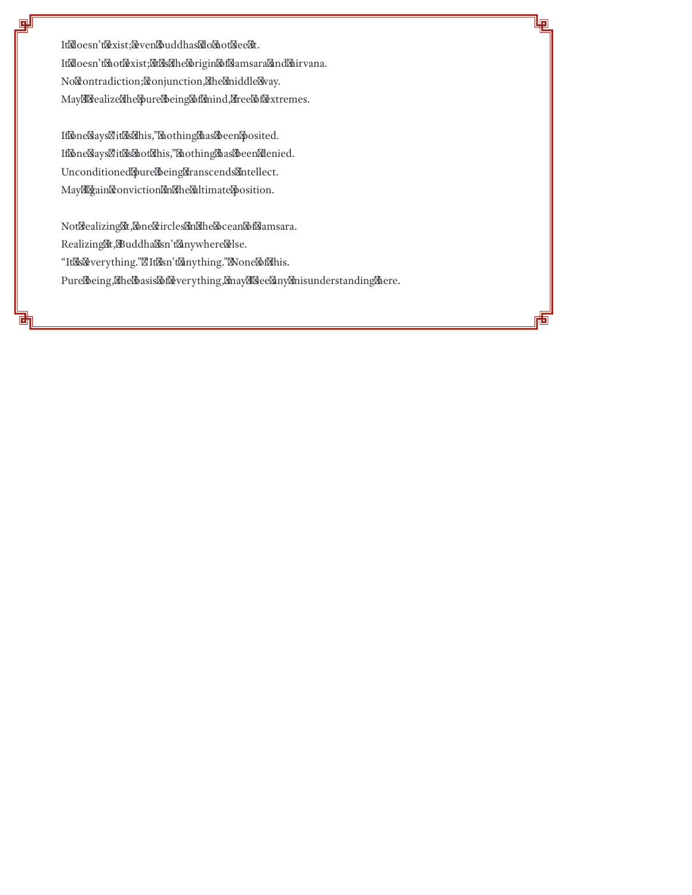It doesn't exist; even buddhas do not see it.
It doesn't not exist; it is the origin of samsara and nirvana.
No contradiction; conjunction, the middle way.
May I realize the pure being of mind, free of extremes.

If one says "it is this," nothing has been posited.
If one says "it is not this," nothing has been denied.
Unconditioned pure being transcends intellect.
May I gain conviction in the ultimate position.

Not realizing it, one circles in the ocean of samsara.
Realizing it, Buddha isn't anywhere else.
"It is everything." "It isn't anything." None of this.
Pure being, the basis of everything, may I see any misunderstanding here.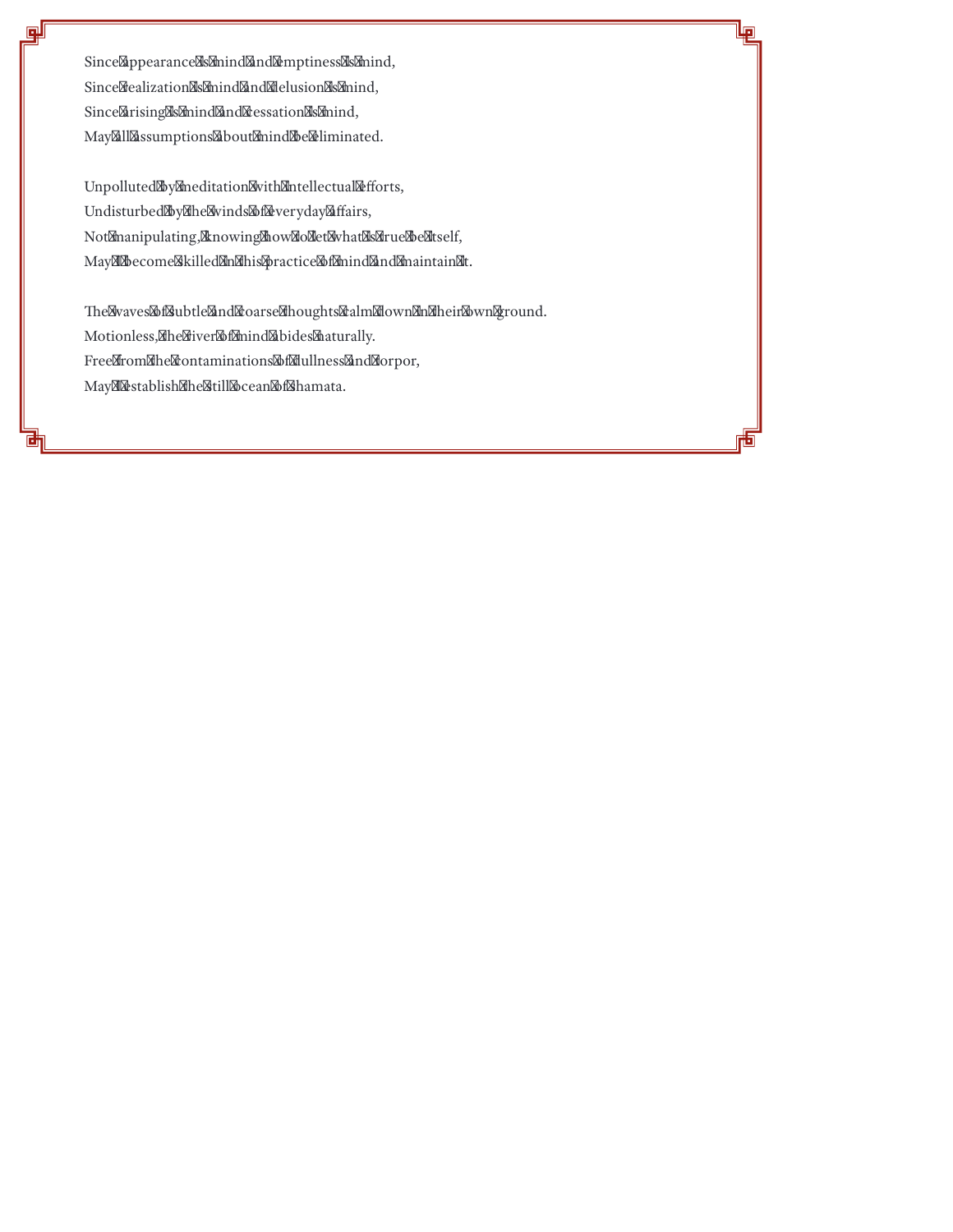Since appearance is mind and emptiness is mind,
Since realization is mind and delusion is mind,
Since arising is mind and cessation is mind,
May all assumptions about mind be eliminated.

Unpolluted by meditation with intellectual efforts,
Undisturbed by the winds of everyday affairs,
Not manipulating, knowing how to let what is true be itself,
May I become skilled in this practice of mind and maintain it.

The waves of subtle and coarse thoughts calm down in their own ground.
Motionless, the river of mind abides naturally.
Free from the contaminations of dullness and torpor,
May I establish the still ocean of shamata.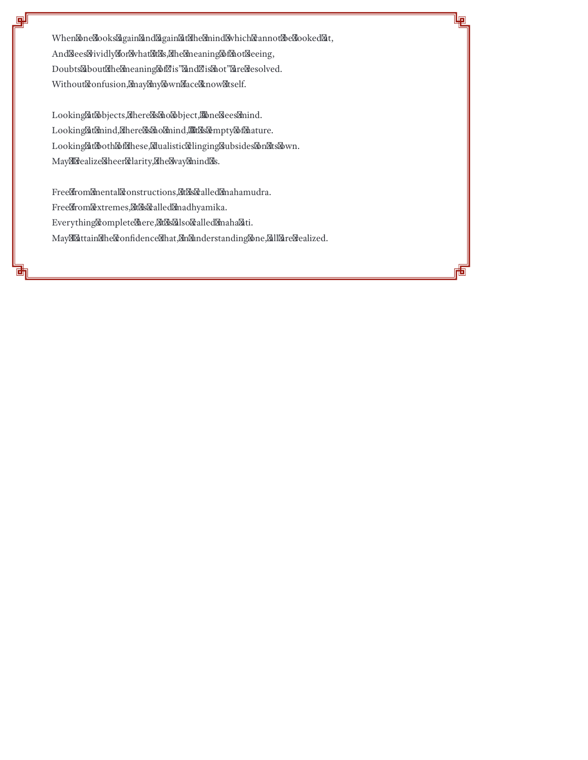When one looks again and again at the mind which cannot be looked at,
And sees vividly for what it is, the meaning of not seeing,
Doubts about the meaning of "is" and "is not" are resolved.
Without confusion, may my own face know itself.

Looking at objects, there is no object, one sees mind.
Looking at mind, there is no mind, it is empty of nature.
Looking at both of these, dualistic clinging subsides on its own.
May I realize sheer clarity, the way mind is.

Free from mental constructions, it is called mahamudra.
Free from extremes, it is called madhyamika.
Everything complete here, it is also called maha ati.
May I attain the confidence that, in understanding one, all are realized.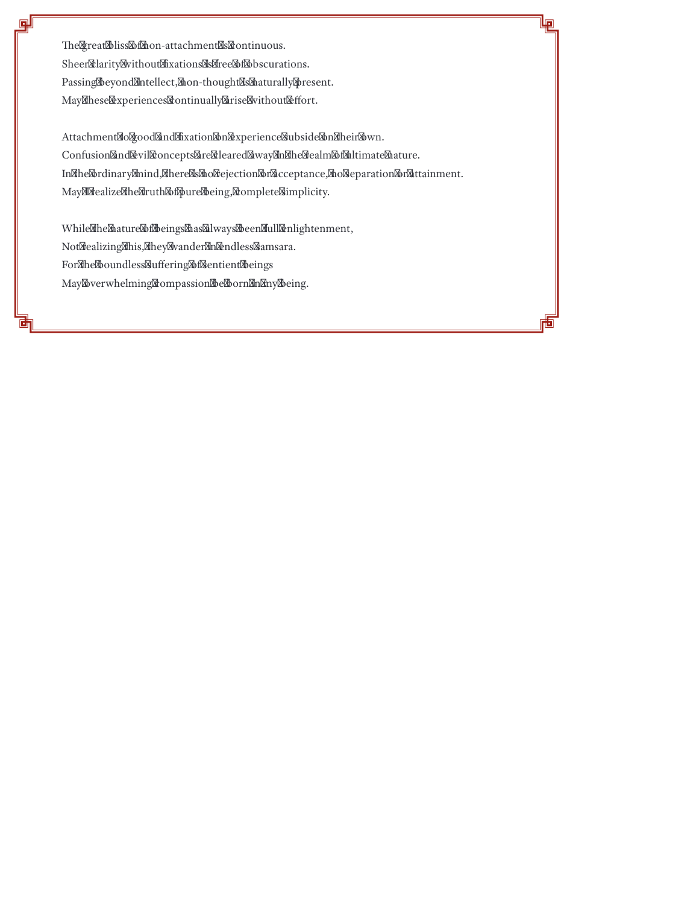The great bliss of non-attachment is continuous.
Sheer clarity without fixations is free of obscurations.
Passing beyond intellect, non-thought is naturally present.
May these experiences continually arise without effort.

Attachment to good and fixation on experience subside on their own.
Confusion and evil concepts are cleared away in the realm of ultimate nature.
In the ordinary mind, there is no rejection or acceptance, no separation or attainment.
May I realize the truth of pure being, complete simplicity.

While the nature of beings has always been full enlightenment,
Not realizing this, they wander in endless samsara.
For the boundless suffering of sentient beings
May overwhelming compassion be born in my being.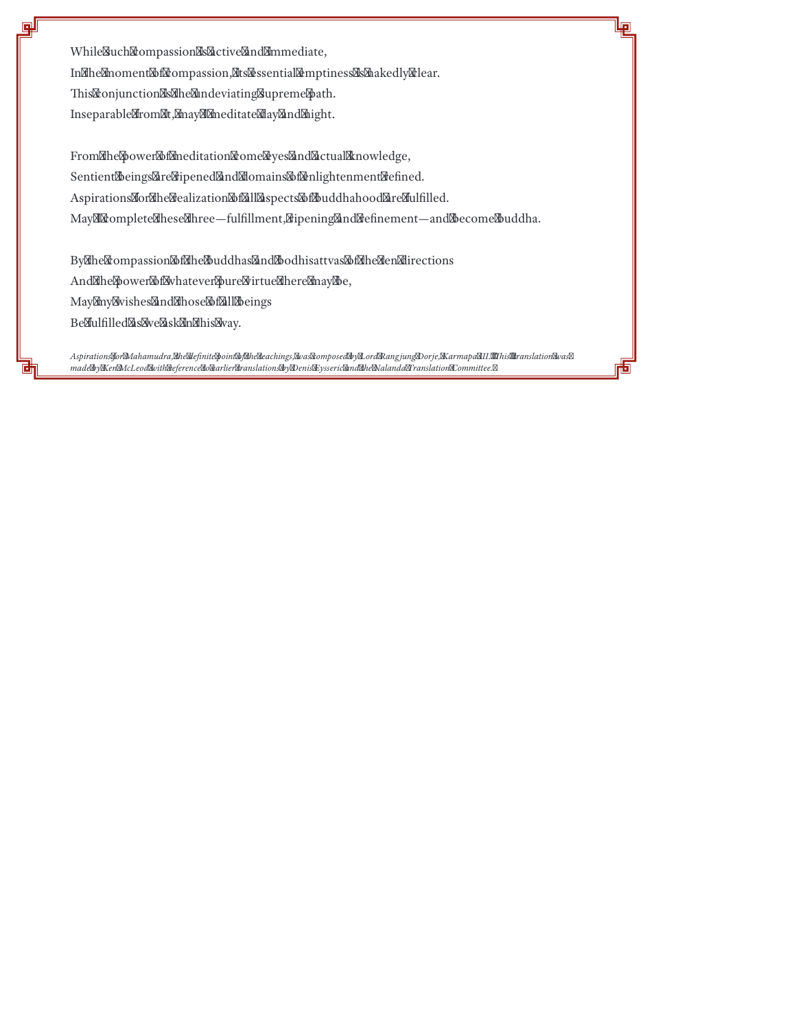While such compassion is active and immediate,
In the moment of compassion, its essential emptiness is nakedly clear.
This conjunction is the undeviating supreme path.
Inseparable from it, may I meditate day and night.

From the power of meditation come eyes and actual knowledge,
Sentient beings are ripened and domains of enlightenment refined.
Aspirations for the realization of all aspects of buddhahood are fulfilled.
May I complete these three—fulfillment, ripening and refinement—and become buddha.

By the compassion of the buddhas and bodhisattvas of the ten directions
And the power of whatever pure virtue there may be,
May my wishes and those of all beings
Be fulfilled as we ask in this way.

*Aspirations for Mahamudra, the definitive point of the teachings, was composed by Lord Rangjung Dorje, Karmapa III. This translation was made by Ken McLeod with reference to earlier translations by Denis Eysseric and the Nalanda Translation Committee.*